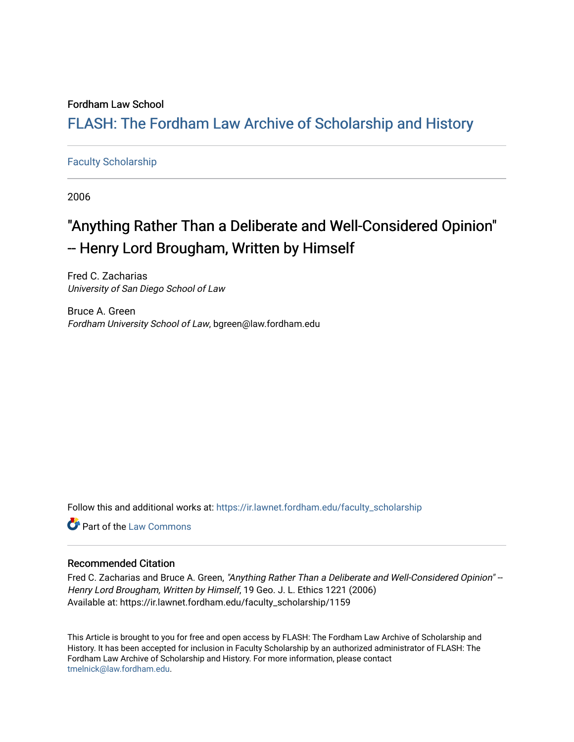Fordham Law School

## FLASH: The Fordham Law Archive of Scholarship and History

Faculty Scholarship

2006

# "Anything Rather Than a Deliberate and Well-Considered Opinion" -- Henry Lord Brougham, Written by Himself

Fred C. Zacharias
*University of San Diego School of Law*

Bruce A. Green
*Fordham University School of Law*, bgreen@law.fordham.edu

Follow this and additional works at: https://ir.lawnet.fordham.edu/faculty_scholarship

Part of the Law Commons

### Recommended Citation

Fred C. Zacharias and Bruce A. Green, *"Anything Rather Than a Deliberate and Well-Considered Opinion" -- Henry Lord Brougham, Written by Himself*, 19 Geo. J. L. Ethics 1221 (2006)
Available at: https://ir.lawnet.fordham.edu/faculty_scholarship/1159

This Article is brought to you for free and open access by FLASH: The Fordham Law Archive of Scholarship and History. It has been accepted for inclusion in Faculty Scholarship by an authorized administrator of FLASH: The Fordham Law Archive of Scholarship and History. For more information, please contact tmelnick@law.fordham.edu.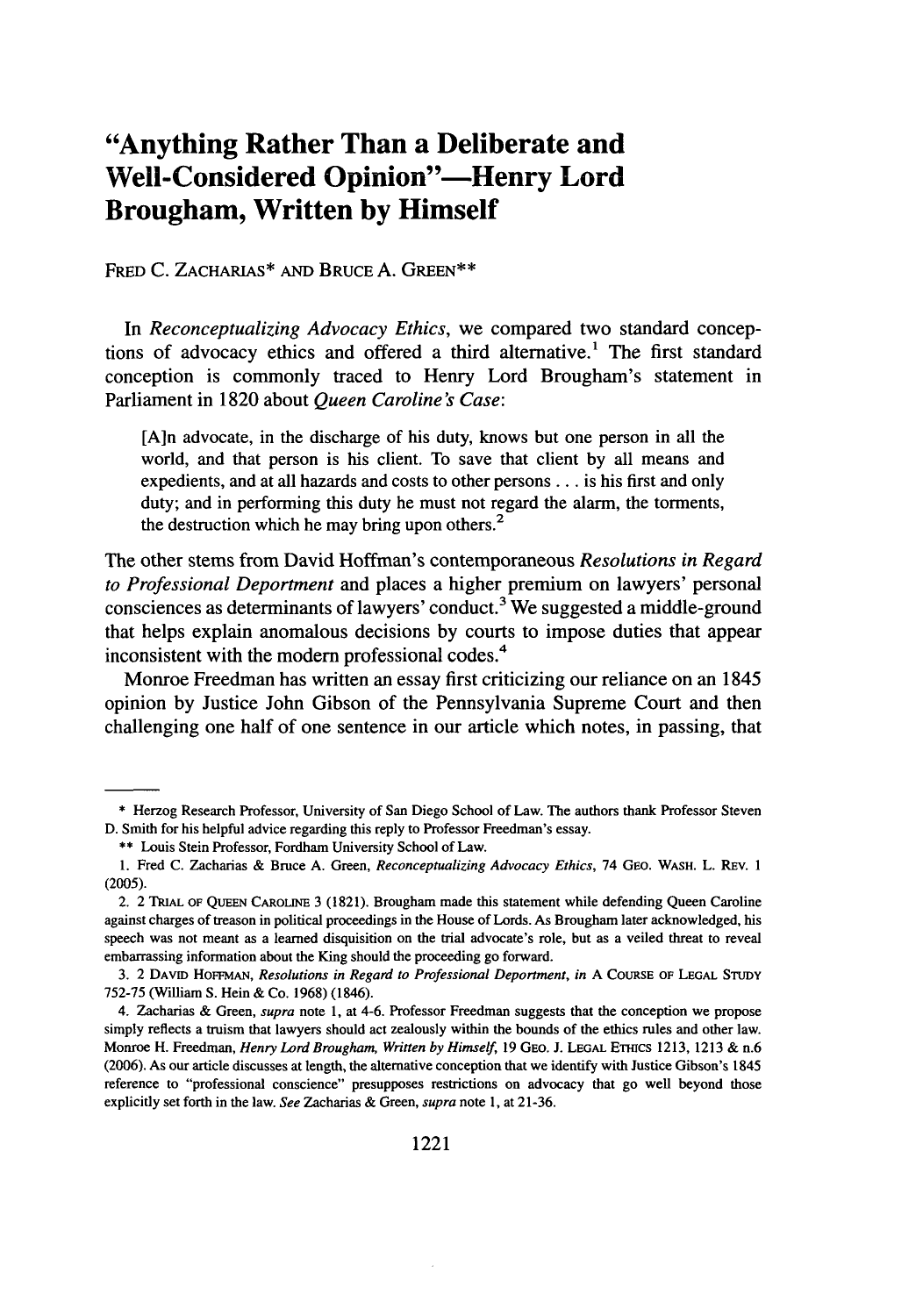# "Anything Rather Than a Deliberate and Well-Considered Opinion"—Henry Lord Brougham, Written by Himself

FRED C. ZACHARIAS* AND BRUCE A. GREEN**

In *Reconceptualizing Advocacy Ethics*, we compared two standard conceptions of advocacy ethics and offered a third alternative.[1] The first standard conception is commonly traced to Henry Lord Brougham's statement in Parliament in 1820 about *Queen Caroline's Case*:

> [A]n advocate, in the discharge of his duty, knows but one person in all the world, and that person is his client. To save that client by all means and expedients, and at all hazards and costs to other persons . . . is his first and only duty; and in performing this duty he must not regard the alarm, the torments, the destruction which he may bring upon others.[2]

The other stems from David Hoffman's contemporaneous *Resolutions in Regard to Professional Deportment* and places a higher premium on lawyers' personal consciences as determinants of lawyers' conduct.[3] We suggested a middle-ground that helps explain anomalous decisions by courts to impose duties that appear inconsistent with the modern professional codes.[4]

Monroe Freedman has written an essay first criticizing our reliance on an 1845 opinion by Justice John Gibson of the Pennsylvania Supreme Court and then challenging one half of one sentence in our article which notes, in passing, that

---

\* Herzog Research Professor, University of San Diego School of Law. The authors thank Professor Steven D. Smith for his helpful advice regarding this reply to Professor Freedman's essay.

\*\* Louis Stein Professor, Fordham University School of Law.

1. Fred C. Zacharias & Bruce A. Green, *Reconceptualizing Advocacy Ethics*, 74 GEO. WASH. L. REV. 1 (2005).

2. 2 TRIAL OF QUEEN CAROLINE 3 (1821). Brougham made this statement while defending Queen Caroline against charges of treason in political proceedings in the House of Lords. As Brougham later acknowledged, his speech was not meant as a learned disquisition on the trial advocate's role, but as a veiled threat to reveal embarrassing information about the King should the proceeding go forward.

3. 2 DAVID HOFFMAN, *Resolutions in Regard to Professional Deportment*, in A COURSE OF LEGAL STUDY 752-75 (William S. Hein & Co. 1968) (1846).

4. Zacharias & Green, *supra* note 1, at 4-6. Professor Freedman suggests that the conception we propose simply reflects a truism that lawyers should act zealously within the bounds of the ethics rules and other law. Monroe H. Freedman, *Henry Lord Brougham, Written by Himself*, 19 GEO. J. LEGAL ETHICS 1213, 1213 & n.6 (2006). As our article discusses at length, the alternative conception that we identify with Justice Gibson's 1845 reference to "professional conscience" presupposes restrictions on advocacy that go well beyond those explicitly set forth in the law. *See* Zacharias & Green, *supra* note 1, at 21-36.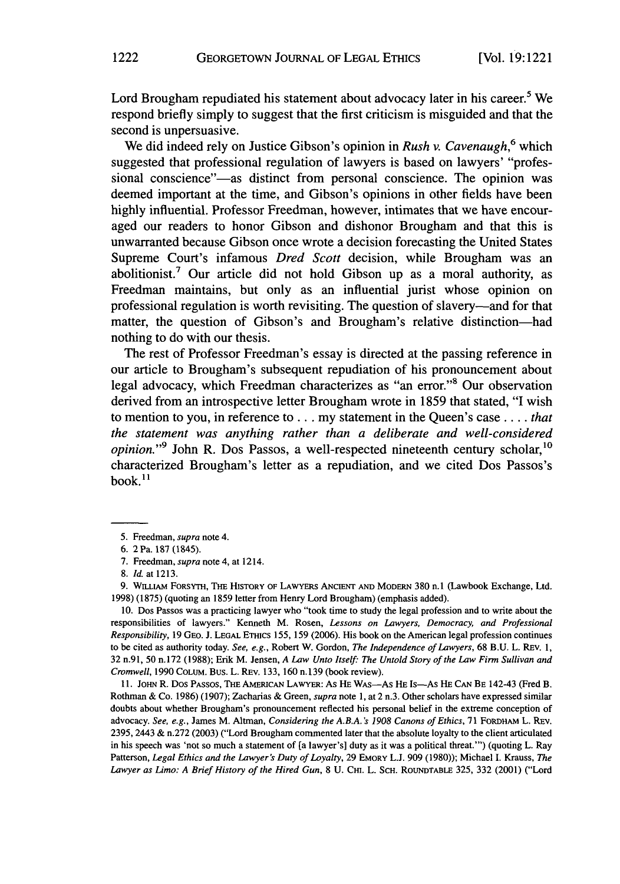Lord Brougham repudiated his statement about advocacy later in his career.[5] We respond briefly simply to suggest that the first criticism is misguided and that the second is unpersuasive.

We did indeed rely on Justice Gibson's opinion in *Rush v. Cavenaugh*,[6] which suggested that professional regulation of lawyers is based on lawyers' "professional conscience"—as distinct from personal conscience. The opinion was deemed important at the time, and Gibson's opinions in other fields have been highly influential. Professor Freedman, however, intimates that we have encouraged our readers to honor Gibson and dishonor Brougham and that this is unwarranted because Gibson once wrote a decision forecasting the United States Supreme Court's infamous *Dred Scott* decision, while Brougham was an abolitionist.[7] Our article did not hold Gibson up as a moral authority, as Freedman maintains, but only as an influential jurist whose opinion on professional regulation is worth revisiting. The question of slavery—and for that matter, the question of Gibson's and Brougham's relative distinction—had nothing to do with our thesis.

The rest of Professor Freedman's essay is directed at the passing reference in our article to Brougham's subsequent repudiation of his pronouncement about legal advocacy, which Freedman characterizes as "an error."[8] Our observation derived from an introspective letter Brougham wrote in 1859 that stated, "I wish to mention to you, in reference to . . . my statement in the Queen's case . . . . *that the statement was anything rather than a deliberate and well-considered opinion.*"[9] John R. Dos Passos, a well-respected nineteenth century scholar,[10] characterized Brougham's letter as a repudiation, and we cited Dos Passos's book.[11]

---

5. Freedman, *supra* note 4.

6. 2 Pa. 187 (1845).

7. Freedman, *supra* note 4, at 1214.

8. *Id.* at 1213.

9. WILLIAM FORSYTH, THE HISTORY OF LAWYERS ANCIENT AND MODERN 380 n.1 (Lawbook Exchange, Ltd. 1998) (1875) (quoting an 1859 letter from Henry Lord Brougham) (emphasis added).

10. Dos Passos was a practicing lawyer who "took time to study the legal profession and to write about the responsibilities of lawyers." Kenneth M. Rosen, *Lessons on Lawyers, Democracy, and Professional Responsibility*, 19 GEO. J. LEGAL ETHICS 155, 159 (2006). His book on the American legal profession continues to be cited as authority today. *See, e.g.*, Robert W. Gordon, *The Independence of Lawyers*, 68 B.U. L. REV. 1, 32 n.91, 50 n.172 (1988); Erik M. Jensen, *A Law Unto Itself: The Untold Story of the Law Firm Sullivan and Cromwell*, 1990 COLUM. BUS. L. REV. 133, 160 n.139 (book review).

11. JOHN R. DOS PASSOS, THE AMERICAN LAWYER: AS HE WAS—AS HE IS—AS HE CAN BE 142-43 (Fred B. Rothman & Co. 1986) (1907); Zacharias & Green, *supra* note 1, at 2 n.3. Other scholars have expressed similar doubts about whether Brougham's pronouncement reflected his personal belief in the extreme conception of advocacy. *See, e.g.*, James M. Altman, *Considering the A.B.A.'s 1908 Canons of Ethics*, 71 FORDHAM L. REV. 2395, 2443 & n.272 (2003) ("Lord Brougham commented later that the absolute loyalty to the client articulated in his speech was 'not so much a statement of [a lawyer's] duty as it was a political threat.'") (quoting L. Ray Patterson, *Legal Ethics and the Lawyer's Duty of Loyalty*, 29 EMORY L.J. 909 (1980)); Michael I. Krauss, *The Lawyer as Limo: A Brief History of the Hired Gun*, 8 U. CHI. L. SCH. ROUNDTABLE 325, 332 (2001) ("Lord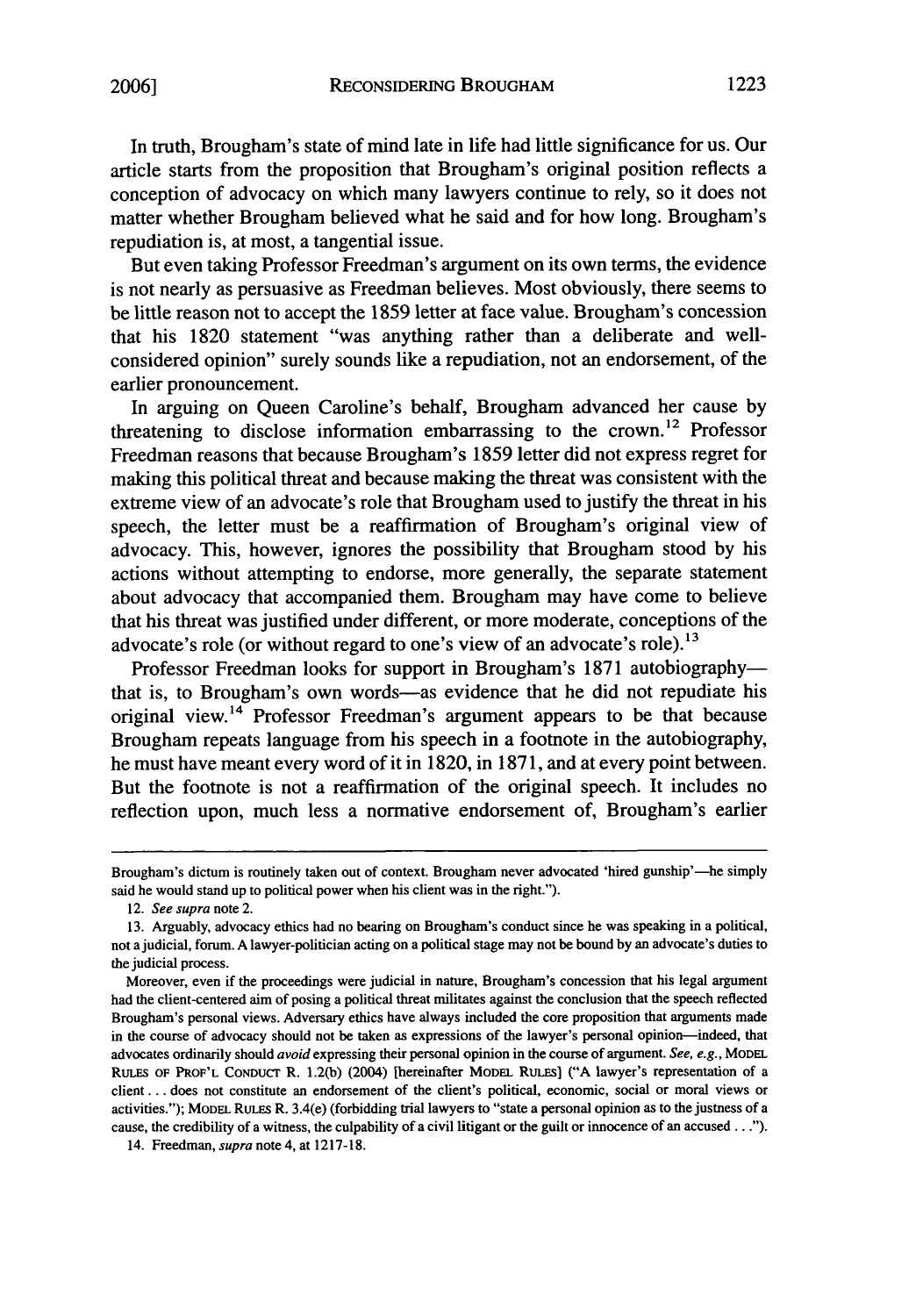In truth, Brougham's state of mind late in life had little significance for us. Our article starts from the proposition that Brougham's original position reflects a conception of advocacy on which many lawyers continue to rely, so it does not matter whether Brougham believed what he said and for how long. Brougham's repudiation is, at most, a tangential issue.

But even taking Professor Freedman's argument on its own terms, the evidence is not nearly as persuasive as Freedman believes. Most obviously, there seems to be little reason not to accept the 1859 letter at face value. Brougham's concession that his 1820 statement "was anything rather than a deliberate and well-considered opinion" surely sounds like a repudiation, not an endorsement, of the earlier pronouncement.

In arguing on Queen Caroline's behalf, Brougham advanced her cause by threatening to disclose information embarrassing to the crown.[12] Professor Freedman reasons that because Brougham's 1859 letter did not express regret for making this political threat and because making the threat was consistent with the extreme view of an advocate's role that Brougham used to justify the threat in his speech, the letter must be a reaffirmation of Brougham's original view of advocacy. This, however, ignores the possibility that Brougham stood by his actions without attempting to endorse, more generally, the separate statement about advocacy that accompanied them. Brougham may have come to believe that his threat was justified under different, or more moderate, conceptions of the advocate's role (or without regard to one's view of an advocate's role).[13]

Professor Freedman looks for support in Brougham's 1871 autobiography—that is, to Brougham's own words—as evidence that he did not repudiate his original view.[14] Professor Freedman's argument appears to be that because Brougham repeats language from his speech in a footnote in the autobiography, he must have meant every word of it in 1820, in 1871, and at every point between. But the footnote is not a reaffirmation of the original speech. It includes no reflection upon, much less a normative endorsement of, Brougham's earlier

---

Brougham's dictum is routinely taken out of context. Brougham never advocated 'hired gunship'—he simply said he would stand up to political power when his client was in the right.").

12. *See supra* note 2.

13. Arguably, advocacy ethics had no bearing on Brougham's conduct since he was speaking in a political, not a judicial, forum. A lawyer-politician acting on a political stage may not be bound by an advocate's duties to the judicial process.

Moreover, even if the proceedings were judicial in nature, Brougham's concession that his legal argument had the client-centered aim of posing a political threat militates against the conclusion that the speech reflected Brougham's personal views. Adversary ethics have always included the core proposition that arguments made in the course of advocacy should not be taken as expressions of the lawyer's personal opinion—indeed, that advocates ordinarily should *avoid* expressing their personal opinion in the course of argument. *See, e.g.*, MODEL RULES OF PROF'L CONDUCT R. 1.2(b) (2004) [hereinafter MODEL RULES] ("A lawyer's representation of a client . . . does not constitute an endorsement of the client's political, economic, social or moral views or activities."); MODEL RULES R. 3.4(e) (forbidding trial lawyers to "state a personal opinion as to the justness of a cause, the credibility of a witness, the culpability of a civil litigant or the guilt or innocence of an accused . . .").

14. Freedman, *supra* note 4, at 1217-18.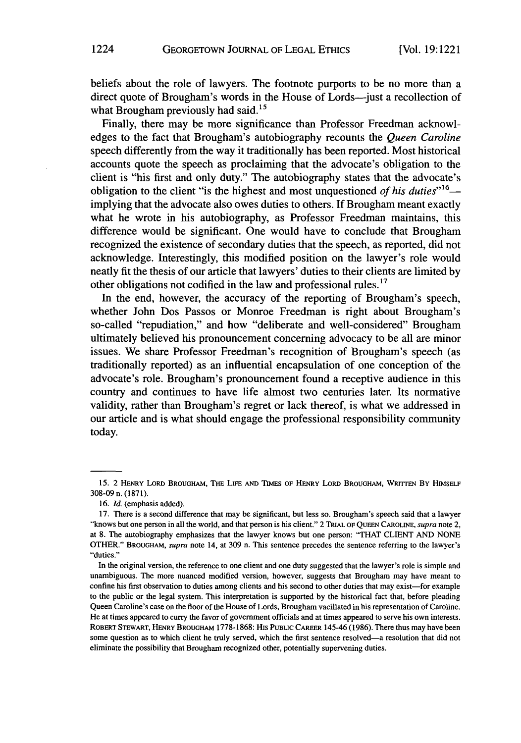beliefs about the role of lawyers. The footnote purports to be no more than a direct quote of Brougham's words in the House of Lords—just a recollection of what Brougham previously had said.[15]

Finally, there may be more significance than Professor Freedman acknowledges to the fact that Brougham's autobiography recounts the *Queen Caroline* speech differently from the way it traditionally has been reported. Most historical accounts quote the speech as proclaiming that the advocate's obligation to the client is "his first and only duty." The autobiography states that the advocate's obligation to the client "is the highest and most unquestioned *of his duties*"[16]—implying that the advocate also owes duties to others. If Brougham meant exactly what he wrote in his autobiography, as Professor Freedman maintains, this difference would be significant. One would have to conclude that Brougham recognized the existence of secondary duties that the speech, as reported, did not acknowledge. Interestingly, this modified position on the lawyer's role would neatly fit the thesis of our article that lawyers' duties to their clients are limited by other obligations not codified in the law and professional rules.[17]

In the end, however, the accuracy of the reporting of Brougham's speech, whether John Dos Passos or Monroe Freedman is right about Brougham's so-called "repudiation," and how "deliberate and well-considered" Brougham ultimately believed his pronouncement concerning advocacy to be all are minor issues. We share Professor Freedman's recognition of Brougham's speech (as traditionally reported) as an influential encapsulation of one conception of the advocate's role. Brougham's pronouncement found a receptive audience in this country and continues to have life almost two centuries later. Its normative validity, rather than Brougham's regret or lack thereof, is what we addressed in our article and is what should engage the professional responsibility community today.

---

15. 2 Henry Lord Brougham, The Life and Times of Henry Lord Brougham, Written By Himself 308-09 n. (1871).

16. *Id.* (emphasis added).

17. There is a second difference that may be significant, but less so. Brougham's speech said that a lawyer "knows but one person in all the world, and that person is his client." 2 Trial of Queen Caroline, *supra* note 2, at 8. The autobiography emphasizes that the lawyer knows but one person: "THAT CLIENT AND NONE OTHER." Brougham, *supra* note 14, at 309 n. This sentence precedes the sentence referring to the lawyer's "duties."

In the original version, the reference to one client and one duty suggested that the lawyer's role is simple and unambiguous. The more nuanced modified version, however, suggests that Brougham may have meant to confine his first observation to duties among clients and his second to other duties that may exist—for example to the public or the legal system. This interpretation is supported by the historical fact that, before pleading Queen Caroline's case on the floor of the House of Lords, Brougham vacillated in his representation of Caroline. He at times appeared to curry the favor of government officials and at times appeared to serve his own interests. Robert Stewart, Henry Brougham 1778-1868: His Public Career 145-46 (1986). There thus may have been some question as to which client he truly served, which the first sentence resolved—a resolution that did not eliminate the possibility that Brougham recognized other, potentially supervening duties.